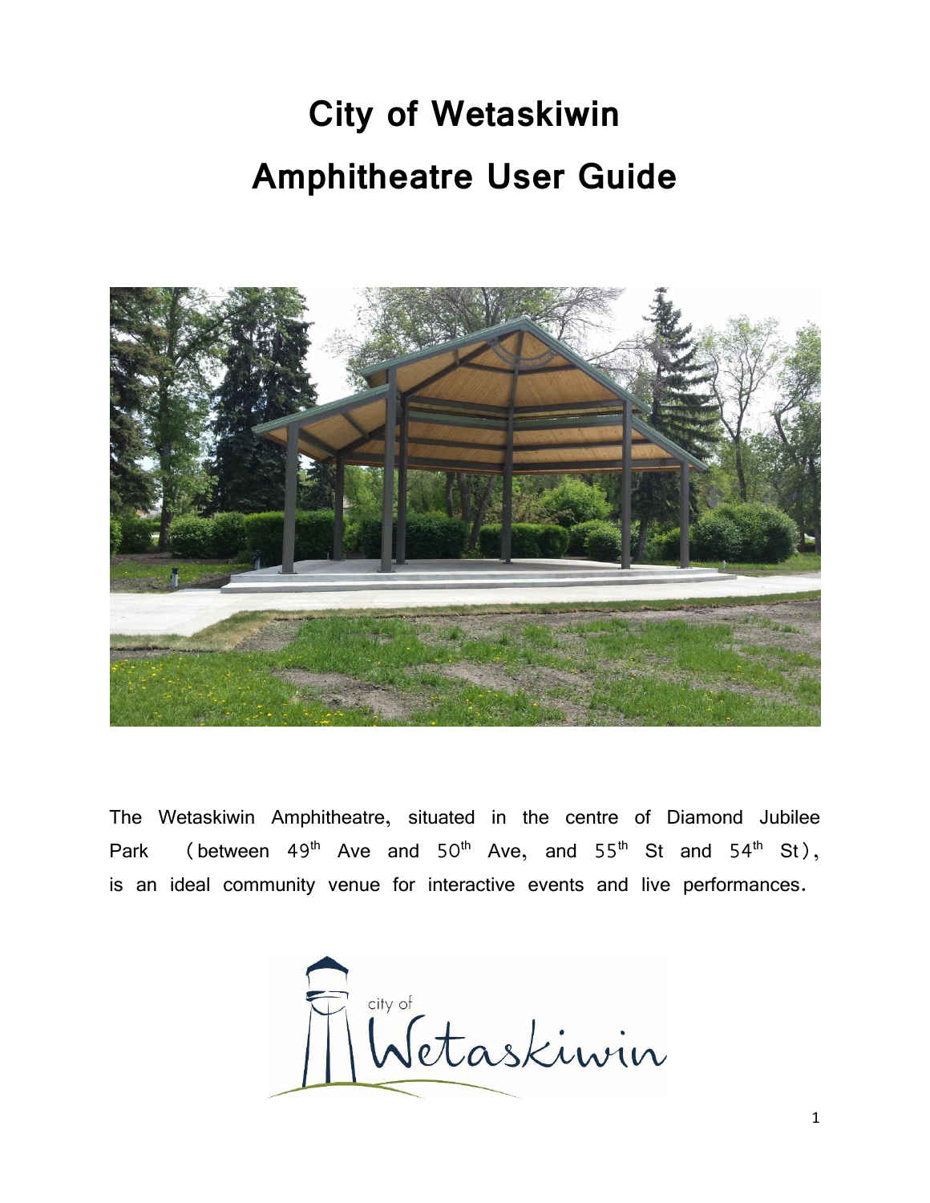# City of Wetaskiwin
# Amphitheatre User Guide

The Wetaskiwin Amphitheatre, situated in the centre of Diamond Jubilee Park (between 49th Ave and 50th Ave, and 55th St and 54th St), is an ideal community venue for interactive events and live performances.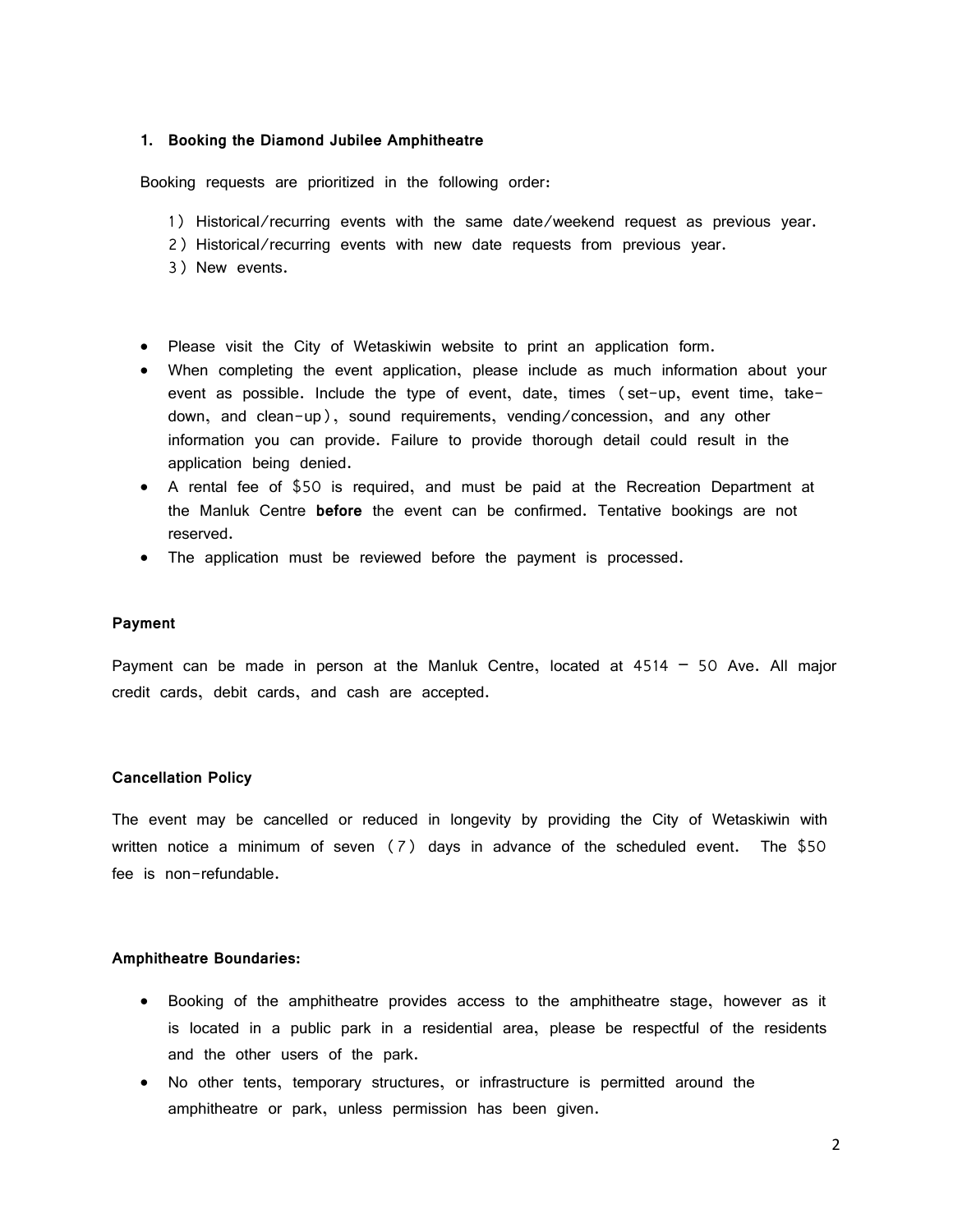### 1. Booking the Diamond Jubilee Amphitheatre

Booking requests are prioritized in the following order:

1) Historical/recurring events with the same date/weekend request as previous year.
2) Historical/recurring events with new date requests from previous year.
3) New events.

- Please visit the City of Wetaskiwin website to print an application form.
- When completing the event application, please include as much information about your event as possible. Include the type of event, date, times (set-up, event time, take-down, and clean-up), sound requirements, vending/concession, and any other information you can provide. Failure to provide thorough detail could result in the application being denied.
- A rental fee of $50 is required, and must be paid at the Recreation Department at the Manluk Centre **before** the event can be confirmed. Tentative bookings are not reserved.
- The application must be reviewed before the payment is processed.

#### Payment

Payment can be made in person at the Manluk Centre, located at 4514 – 50 Ave. All major credit cards, debit cards, and cash are accepted.

#### Cancellation Policy

The event may be cancelled or reduced in longevity by providing the City of Wetaskiwin with written notice a minimum of seven (7) days in advance of the scheduled event. The $50 fee is non-refundable.

#### Amphitheatre Boundaries:

- Booking of the amphitheatre provides access to the amphitheatre stage, however as it is located in a public park in a residential area, please be respectful of the residents and the other users of the park.
- No other tents, temporary structures, or infrastructure is permitted around the amphitheatre or park, unless permission has been given.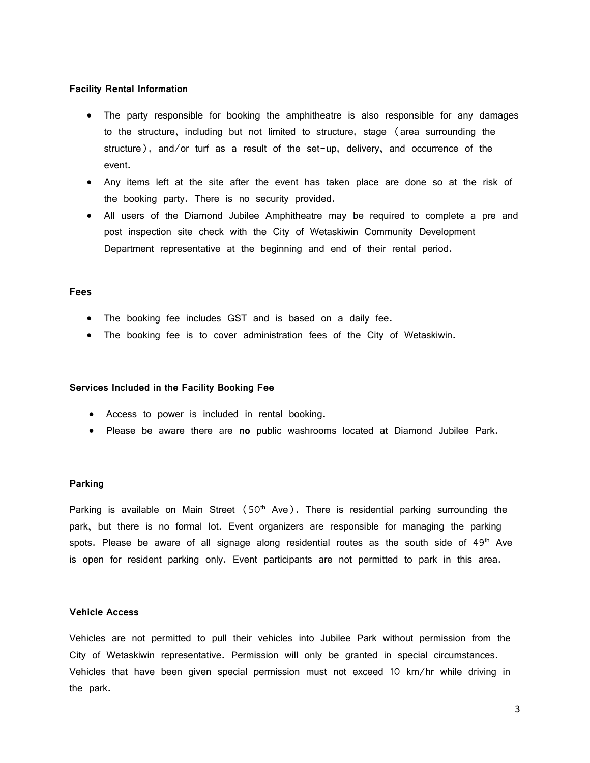**Facility Rental Information**

- The party responsible for booking the amphitheatre is also responsible for any damages to the structure, including but not limited to structure, stage (area surrounding the structure), and/or turf as a result of the set-up, delivery, and occurrence of the event.
- Any items left at the site after the event has taken place are done so at the risk of the booking party. There is no security provided.
- All users of the Diamond Jubilee Amphitheatre may be required to complete a pre and post inspection site check with the City of Wetaskiwin Community Development Department representative at the beginning and end of their rental period.

**Fees**

- The booking fee includes GST and is based on a daily fee.
- The booking fee is to cover administration fees of the City of Wetaskiwin.

**Services Included in the Facility Booking Fee**

- Access to power is included in rental booking.
- Please be aware there are **no** public washrooms located at Diamond Jubilee Park.

**Parking**

Parking is available on Main Street (50th Ave). There is residential parking surrounding the park, but there is no formal lot. Event organizers are responsible for managing the parking spots. Please be aware of all signage along residential routes as the south side of 49th Ave is open for resident parking only. Event participants are not permitted to park in this area.

**Vehicle Access**

Vehicles are not permitted to pull their vehicles into Jubilee Park without permission from the City of Wetaskiwin representative. Permission will only be granted in special circumstances. Vehicles that have been given special permission must not exceed 10 km/hr while driving in the park.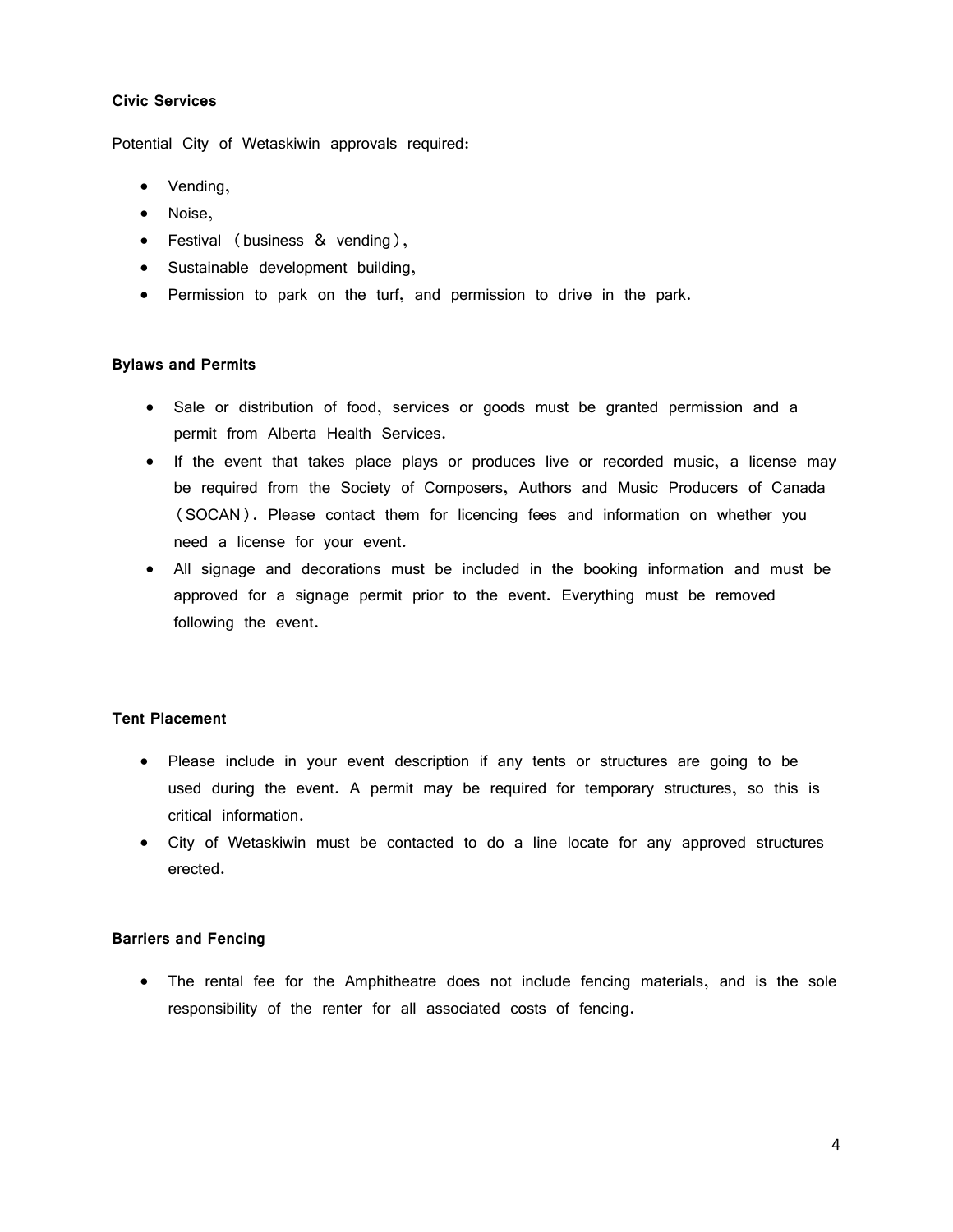**Civic Services**

Potential City of Wetaskiwin approvals required:

- Vending,
- Noise,
- Festival (business & vending),
- Sustainable development building,
- Permission to park on the turf, and permission to drive in the park.

**Bylaws and Permits**

- Sale or distribution of food, services or goods must be granted permission and a permit from Alberta Health Services.
- If the event that takes place plays or produces live or recorded music, a license may be required from the Society of Composers, Authors and Music Producers of Canada (SOCAN). Please contact them for licencing fees and information on whether you need a license for your event.
- All signage and decorations must be included in the booking information and must be approved for a signage permit prior to the event. Everything must be removed following the event.

**Tent Placement**

- Please include in your event description if any tents or structures are going to be used during the event. A permit may be required for temporary structures, so this is critical information.
- City of Wetaskiwin must be contacted to do a line locate for any approved structures erected.

**Barriers and Fencing**

- The rental fee for the Amphitheatre does not include fencing materials, and is the sole responsibility of the renter for all associated costs of fencing.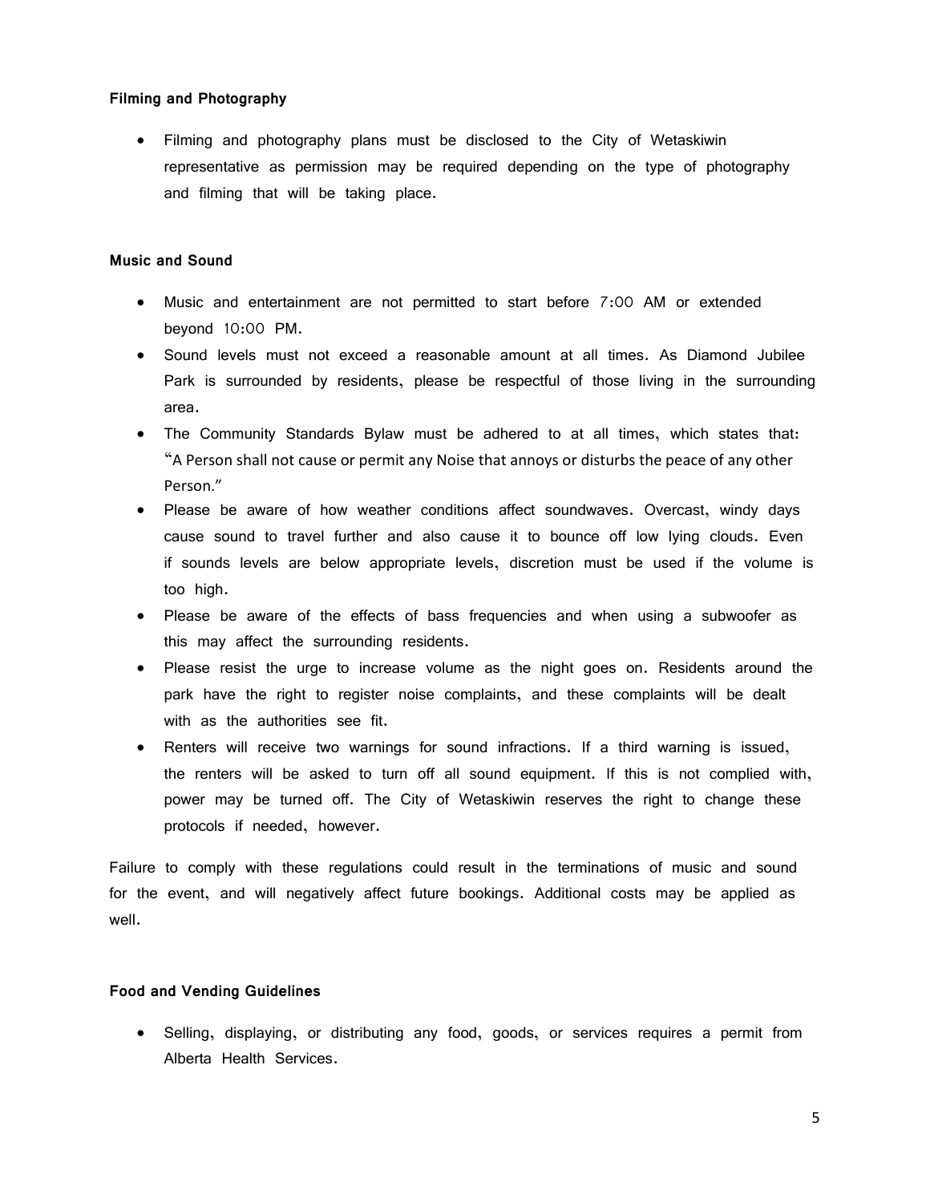**Filming and Photography**

- Filming and photography plans must be disclosed to the City of Wetaskiwin representative as permission may be required depending on the type of photography and filming that will be taking place.

**Music and Sound**

- Music and entertainment are not permitted to start before 7:00 AM or extended beyond 10:00 PM.
- Sound levels must not exceed a reasonable amount at all times. As Diamond Jubilee Park is surrounded by residents, please be respectful of those living in the surrounding area.
- The Community Standards Bylaw must be adhered to at all times, which states that: "A Person shall not cause or permit any Noise that annoys or disturbs the peace of any other Person."
- Please be aware of how weather conditions affect soundwaves. Overcast, windy days cause sound to travel further and also cause it to bounce off low lying clouds. Even if sounds levels are below appropriate levels, discretion must be used if the volume is too high.
- Please be aware of the effects of bass frequencies and when using a subwoofer as this may affect the surrounding residents.
- Please resist the urge to increase volume as the night goes on. Residents around the park have the right to register noise complaints, and these complaints will be dealt with as the authorities see fit.
- Renters will receive two warnings for sound infractions. If a third warning is issued, the renters will be asked to turn off all sound equipment. If this is not complied with, power may be turned off. The City of Wetaskiwin reserves the right to change these protocols if needed, however.

Failure to comply with these regulations could result in the terminations of music and sound for the event, and will negatively affect future bookings. Additional costs may be applied as well.

**Food and Vending Guidelines**

- Selling, displaying, or distributing any food, goods, or services requires a permit from Alberta Health Services.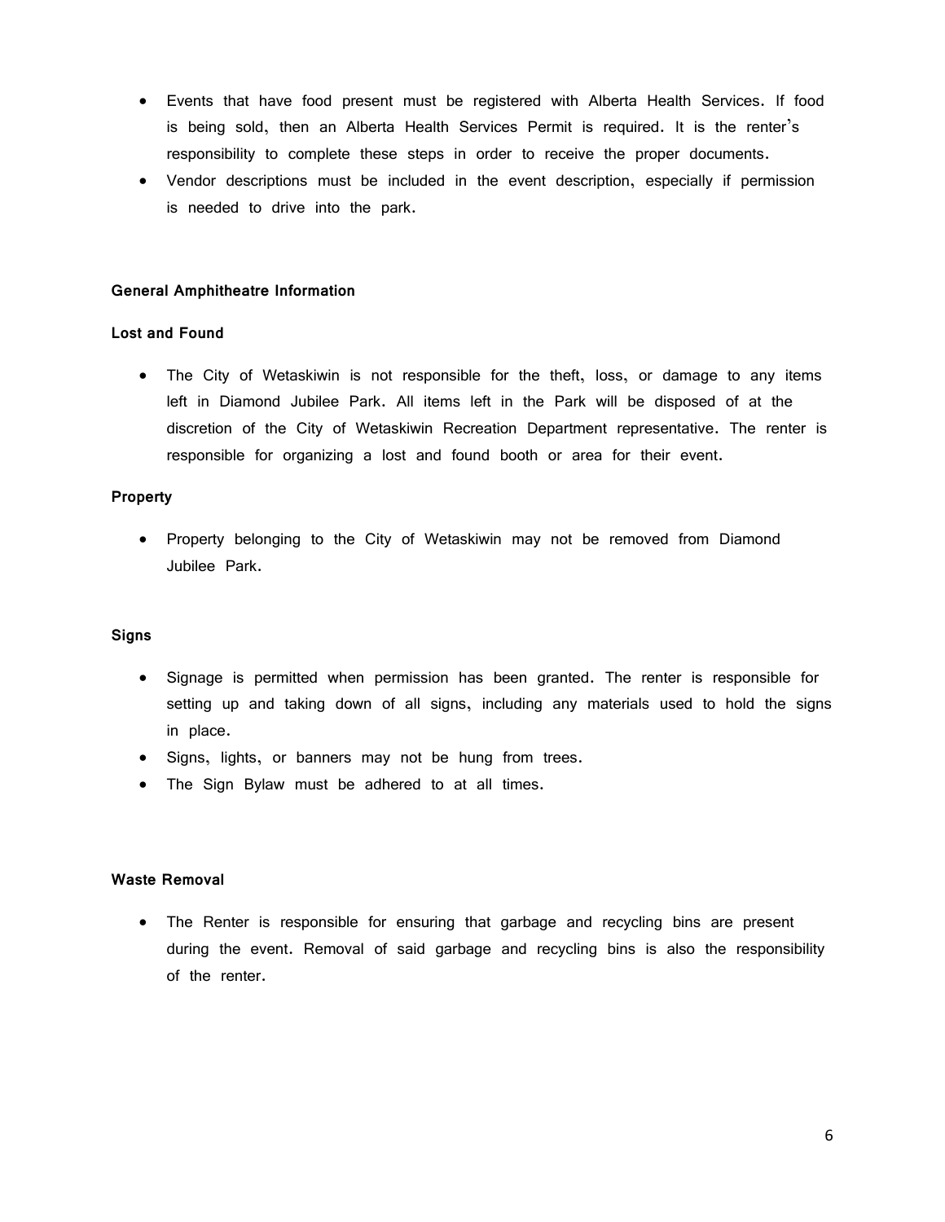- Events that have food present must be registered with Alberta Health Services. If food is being sold, then an Alberta Health Services Permit is required. It is the renter's responsibility to complete these steps in order to receive the proper documents.
- Vendor descriptions must be included in the event description, especially if permission is needed to drive into the park.

**General Amphitheatre Information**

**Lost and Found**

- The City of Wetaskiwin is not responsible for the theft, loss, or damage to any items left in Diamond Jubilee Park. All items left in the Park will be disposed of at the discretion of the City of Wetaskiwin Recreation Department representative. The renter is responsible for organizing a lost and found booth or area for their event.

**Property**

- Property belonging to the City of Wetaskiwin may not be removed from Diamond Jubilee Park.

**Signs**

- Signage is permitted when permission has been granted. The renter is responsible for setting up and taking down of all signs, including any materials used to hold the signs in place.
- Signs, lights, or banners may not be hung from trees.
- The Sign Bylaw must be adhered to at all times.

**Waste Removal**

- The Renter is responsible for ensuring that garbage and recycling bins are present during the event. Removal of said garbage and recycling bins is also the responsibility of the renter.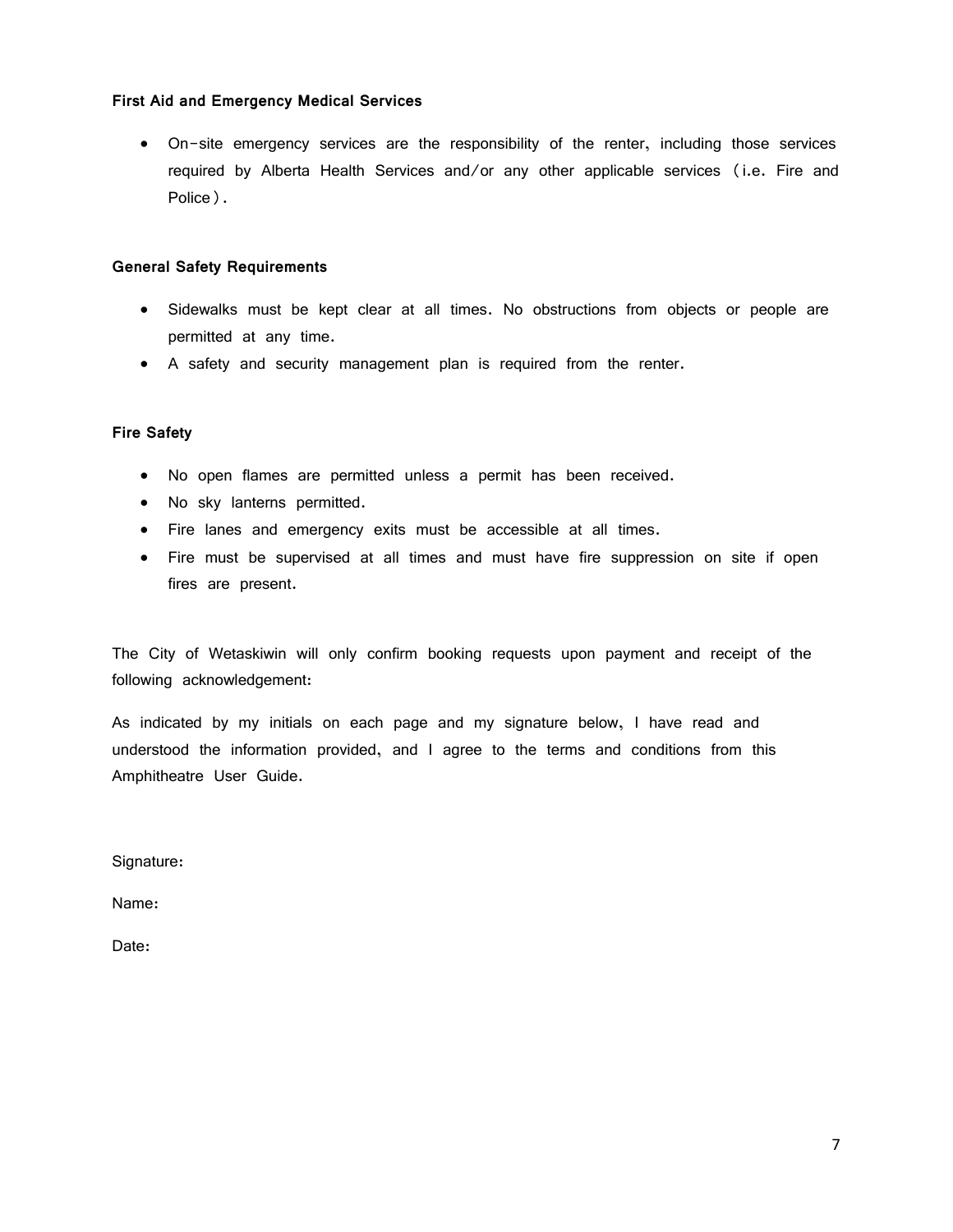**First Aid and Emergency Medical Services**

- On-site emergency services are the responsibility of the renter, including those services required by Alberta Health Services and/or any other applicable services (i.e. Fire and Police).

**General Safety Requirements**

- Sidewalks must be kept clear at all times. No obstructions from objects or people are permitted at any time.
- A safety and security management plan is required from the renter.

**Fire Safety**

- No open flames are permitted unless a permit has been received.
- No sky lanterns permitted.
- Fire lanes and emergency exits must be accessible at all times.
- Fire must be supervised at all times and must have fire suppression on site if open fires are present.

The City of Wetaskiwin will only confirm booking requests upon payment and receipt of the following acknowledgement:

As indicated by my initials on each page and my signature below, I have read and understood the information provided, and I agree to the terms and conditions from this Amphitheatre User Guide.

Signature:

Name:

Date: